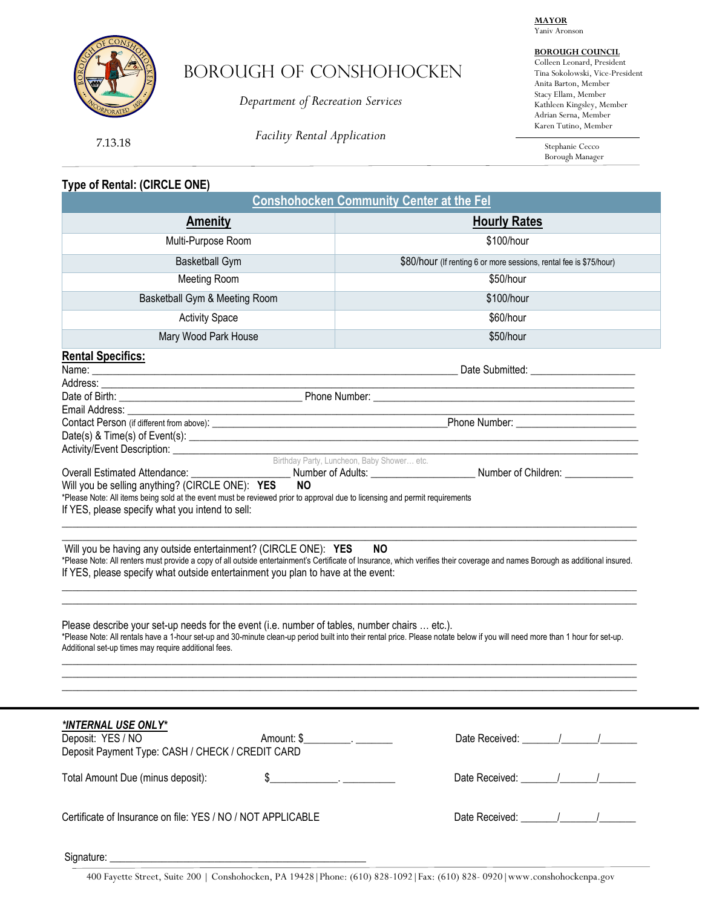**MAYOR**
Yaniv Aronson

**BOROUGH COUNCIL**
Colleen Leonard, President
Tina Sokolowski, Vice-President
Anita Barton, Member
Stacy Ellam, Member
Kathleen Kingsley, Member
Adrian Serna, Member
Karen Tutino, Member

Stephanie Cecco
Borough Manager

# BOROUGH OF CONSHOHOCKEN

*Department of Recreation Services*

*Facility Rental Application*

7.13.18

**Type of Rental: (CIRCLE ONE)**

| Conshohocken Community Center at the Fel | |
|---|---|
| **Amenity** | **Hourly Rates** |
| Multi-Purpose Room | $100/hour |
| Basketball Gym | $80/hour (If renting 6 or more sessions, rental fee is $75/hour) |
| Meeting Room | $50/hour |
| Basketball Gym & Meeting Room | $100/hour |
| Activity Space | $60/hour |
| Mary Wood Park House | $50/hour |

**Rental Specifics:**

Name: ______________________________ Date Submitted: ________________

Address: ______________________________

Date of Birth: ________________ Phone Number: ________________

Email Address: ______________________________

Contact Person (if different from above): ______________________________ Phone Number: ________________

Date(s) & Time(s) of Event(s): ______________________________

Activity/Event Description: ______________________________
Birthday Party, Luncheon, Baby Shower… etc.

Overall Estimated Attendance: ________ Number of Adults: ________ Number of Children: ________

Will you be selling anything? (CIRCLE ONE): **YES** **NO**

*Please Note: All items being sold at the event must be reviewed prior to approval due to licensing and permit requirements

If YES, please specify what you intend to sell:

______________________________

______________________________

Will you be having any outside entertainment? (CIRCLE ONE): **YES** **NO**

*Please Note: All renters must provide a copy of all outside entertainment's Certificate of Insurance, which verifies their coverage and names Borough as additional insured.

If YES, please specify what outside entertainment you plan to have at the event:

______________________________

______________________________

Please describe your set-up needs for the event (i.e. number of tables, number chairs … etc.).

*Please Note: All rentals have a 1-hour set-up and 30-minute clean-up period built into their rental price. Please notate below if you will need more than 1 hour for set-up. Additional set-up times may require additional fees.

______________________________

______________________________

______________________________

***INTERNAL USE ONLY***

Deposit: YES / NO Amount: $________. ______ Date Received: ______/______/______

Deposit Payment Type: CASH / CHECK / CREDIT CARD

Total Amount Due (minus deposit): $____________. _________ Date Received: ______/______/______

Certificate of Insurance on file: YES / NO / NOT APPLICABLE Date Received: ______/______/______

Signature: ______________________________

400 Fayette Street, Suite 200 | Conshohocken, PA 19428 | Phone: (610) 828-1092 | Fax: (610) 828- 0920 | www.conshohockenpa.gov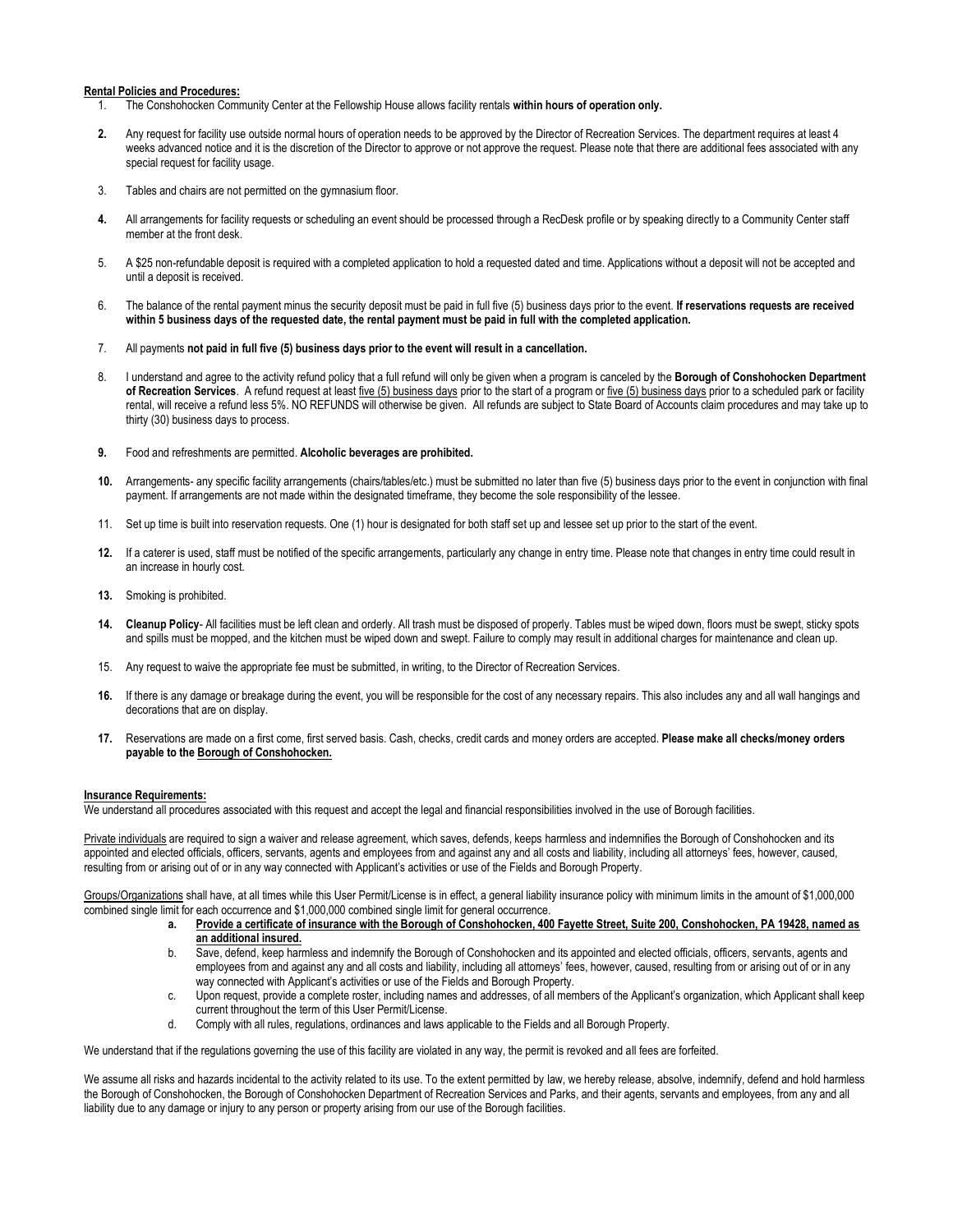**Rental Policies and Procedures:**

1. The Conshohocken Community Center at the Fellowship House allows facility rentals **within hours of operation only.**
2. Any request for facility use outside normal hours of operation needs to be approved by the Director of Recreation Services. The department requires at least 4 weeks advanced notice and it is the discretion of the Director to approve or not approve the request. Please note that there are additional fees associated with any special request for facility usage.
3. Tables and chairs are not permitted on the gymnasium floor.
4. All arrangements for facility requests or scheduling an event should be processed through a RecDesk profile or by speaking directly to a Community Center staff member at the front desk.
5. A $25 non-refundable deposit is required with a completed application to hold a requested dated and time. Applications without a deposit will not be accepted and until a deposit is received.
6. The balance of the rental payment minus the security deposit must be paid in full five (5) business days prior to the event. **If reservations requests are received within 5 business days of the requested date, the rental payment must be paid in full with the completed application.**
7. All payments **not paid in full five (5) business days prior to the event will result in a cancellation.**
8. I understand and agree to the activity refund policy that a full refund will only be given when a program is canceled by the **Borough of Conshohocken Department of Recreation Services**. A refund request at least <u>five (5) business days</u> prior to the start of a program or <u>five (5) business days</u> prior to a scheduled park or facility rental, will receive a refund less 5%. NO REFUNDS will otherwise be given. All refunds are subject to State Board of Accounts claim procedures and may take up to thirty (30) business days to process.
9. Food and refreshments are permitted. **Alcoholic beverages are prohibited.**
10. Arrangements- any specific facility arrangements (chairs/tables/etc.) must be submitted no later than five (5) business days prior to the event in conjunction with final payment. If arrangements are not made within the designated timeframe, they become the sole responsibility of the lessee.
11. Set up time is built into reservation requests. One (1) hour is designated for both staff set up and lessee set up prior to the start of the event.
12. If a caterer is used, staff must be notified of the specific arrangements, particularly any change in entry time. Please note that changes in entry time could result in an increase in hourly cost.
13. Smoking is prohibited.
14. **Cleanup Policy**- All facilities must be left clean and orderly. All trash must be disposed of properly. Tables must be wiped down, floors must be swept, sticky spots and spills must be mopped, and the kitchen must be wiped down and swept. Failure to comply may result in additional charges for maintenance and clean up.
15. Any request to waive the appropriate fee must be submitted, in writing, to the Director of Recreation Services.
16. If there is any damage or breakage during the event, you will be responsible for the cost of any necessary repairs. This also includes any and all wall hangings and decorations that are on display.
17. Reservations are made on a first come, first served basis. Cash, checks, credit cards and money orders are accepted. **Please make all checks/money orders payable to the <u>Borough of Conshohocken.</u>**

**Insurance Requirements:**

We understand all procedures associated with this request and accept the legal and financial responsibilities involved in the use of Borough facilities.

<u>Private individuals</u> are required to sign a waiver and release agreement, which saves, defends, keeps harmless and indemnifies the Borough of Conshohocken and its appointed and elected officials, officers, servants, agents and employees from and against any and all costs and liability, including all attorneys' fees, however, caused, resulting from or arising out of or in any way connected with Applicant's activities or use of the Fields and Borough Property.

<u>Groups/Organizations</u> shall have, at all times while this User Permit/License is in effect, a general liability insurance policy with minimum limits in the amount of $1,000,000 combined single limit for each occurrence and $1,000,000 combined single limit for general occurrence.

a. **<u>Provide a certificate of insurance with the Borough of Conshohocken, 400 Fayette Street, Suite 200, Conshohocken, PA 19428, named as an additional insured.</u>**
b. Save, defend, keep harmless and indemnify the Borough of Conshohocken and its appointed and elected officials, officers, servants, agents and employees from and against any and all costs and liability, including all attorneys' fees, however, caused, resulting from or arising out of or in any way connected with Applicant's activities or use of the Fields and Borough Property.
c. Upon request, provide a complete roster, including names and addresses, of all members of the Applicant's organization, which Applicant shall keep current throughout the term of this User Permit/License.
d. Comply with all rules, regulations, ordinances and laws applicable to the Fields and all Borough Property.

We understand that if the regulations governing the use of this facility are violated in any way, the permit is revoked and all fees are forfeited.

We assume all risks and hazards incidental to the activity related to its use. To the extent permitted by law, we hereby release, absolve, indemnify, defend and hold harmless the Borough of Conshohocken, the Borough of Conshohocken Department of Recreation Services and Parks, and their agents, servants and employees, from any and all liability due to any damage or injury to any person or property arising from our use of the Borough facilities.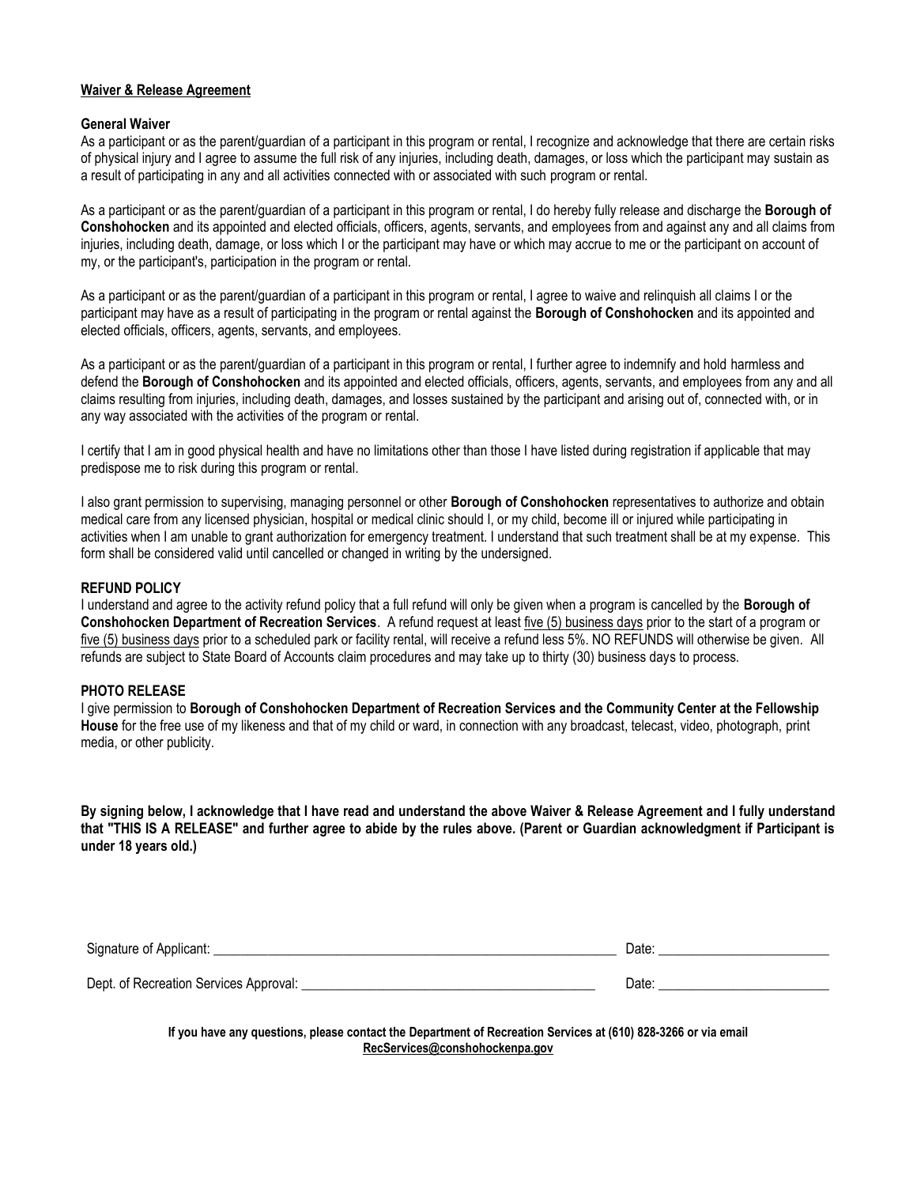## Waiver & Release Agreement

### General Waiver

As a participant or as the parent/guardian of a participant in this program or rental, I recognize and acknowledge that there are certain risks of physical injury and I agree to assume the full risk of any injuries, including death, damages, or loss which the participant may sustain as a result of participating in any and all activities connected with or associated with such program or rental.

As a participant or as the parent/guardian of a participant in this program or rental, I do hereby fully release and discharge the **Borough of Conshohocken** and its appointed and elected officials, officers, agents, servants, and employees from and against any and all claims from injuries, including death, damage, or loss which I or the participant may have or which may accrue to me or the participant on account of my, or the participant's, participation in the program or rental.

As a participant or as the parent/guardian of a participant in this program or rental, I agree to waive and relinquish all claims I or the participant may have as a result of participating in the program or rental against the **Borough of Conshohocken** and its appointed and elected officials, officers, agents, servants, and employees.

As a participant or as the parent/guardian of a participant in this program or rental, I further agree to indemnify and hold harmless and defend the **Borough of Conshohocken** and its appointed and elected officials, officers, agents, servants, and employees from any and all claims resulting from injuries, including death, damages, and losses sustained by the participant and arising out of, connected with, or in any way associated with the activities of the program or rental.

I certify that I am in good physical health and have no limitations other than those I have listed during registration if applicable that may predispose me to risk during this program or rental.

I also grant permission to supervising, managing personnel or other **Borough of Conshohocken** representatives to authorize and obtain medical care from any licensed physician, hospital or medical clinic should I, or my child, become ill or injured while participating in activities when I am unable to grant authorization for emergency treatment. I understand that such treatment shall be at my expense. This form shall be considered valid until cancelled or changed in writing by the undersigned.

### REFUND POLICY

I understand and agree to the activity refund policy that a full refund will only be given when a program is cancelled by the **Borough of Conshohocken Department of Recreation Services**. A refund request at least five (5) business days prior to the start of a program or five (5) business days prior to a scheduled park or facility rental, will receive a refund less 5%. NO REFUNDS will otherwise be given. All refunds are subject to State Board of Accounts claim procedures and may take up to thirty (30) business days to process.

### PHOTO RELEASE

I give permission to **Borough of Conshohocken Department of Recreation Services and the Community Center at the Fellowship House** for the free use of my likeness and that of my child or ward, in connection with any broadcast, telecast, video, photograph, print media, or other publicity.

**By signing below, I acknowledge that I have read and understand the above Waiver & Release Agreement and I fully understand that "THIS IS A RELEASE" and further agree to abide by the rules above. (Parent or Guardian acknowledgment if Participant is under 18 years old.)**

Signature of Applicant: ______________________________________________ Date: ____________________

Dept. of Recreation Services Approval: ________________________________ Date: ____________________

**If you have any questions, please contact the Department of Recreation Services at (610) 828-3266 or via email RecServices@conshohockenpa.gov**